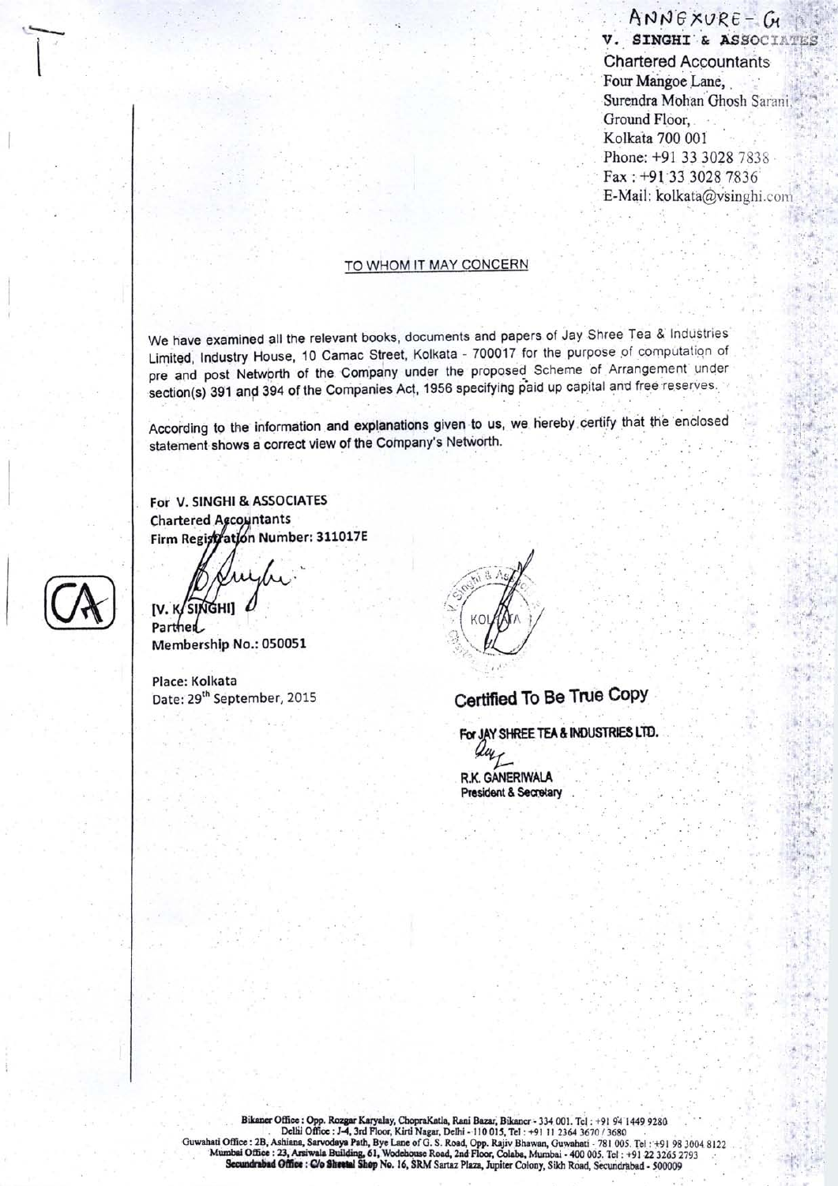ANNEXURE - G

**V. SINGHI & ASSOCIATES**

Chartered Accountants
Four Mangoe Lane,
Surendra Mohan Ghosh Sarani,
Ground Floor,
Kolkata 700 001
Phone: +91 33 3028 7838
Fax : +91 33 3028 7836
E-Mail: kolkata@vsinghi.com

## TO WHOM IT MAY CONCERN

We have examined all the relevant books, documents and papers of Jay Shree Tea & Industries Limited, Industry House, 10 Camac Street, Kolkata - 700017 for the purpose of computation of pre and post Networth of the Company under the proposed Scheme of Arrangement under section(s) 391 and 394 of the Companies Act, 1956 specifying paid up capital and free reserves.

According to the information and explanations given to us, we hereby certify that the enclosed statement shows a correct view of the Company's Networth.

**For V. SINGHI & ASSOCIATES**
**Chartered Accountants**
**Firm Registration Number: 311017E**

**[V. K. SINGHI]**
**Partner**
**Membership No.: 050051**

**Place: Kolkata**
**Date: 29th September, 2015**

**Certified To Be True Copy**

**For JAY SHREE TEA & INDUSTRIES LTD.**

**R.K. GANERIWALA**
**President & Secretary**

Bikaner Office : Opp. Rozgar Karyalay, ChopraKatla, Rani Bazar, Bikaner - 334 001. Tel : +91 94 1449 9280
Delhi Office : J-4, 3rd Floor, Kirti Nagar, Delhi - 110 015, Tel : +91 11 2364 3670 / 3680
Guwahati Office : 2B, Ashiana, Sarvodaya Path, Bye Lane of G. S. Road, Opp. Rajiv Bhawan, Guwahati - 781 005. Tel : +91 98 3004 8122
Mumbai Office : 23, Arsiwala Building, 61, Wodehouse Road, 2nd Floor, Colaba, Mumbai - 400 005. Tel : +91 22 3265 2793
Secundrabad Office : C/o Sheetal Shop No. 16, SRM Sartaz Plaza, Jupiter Colony, Sikh Road, Secundrabad - 500009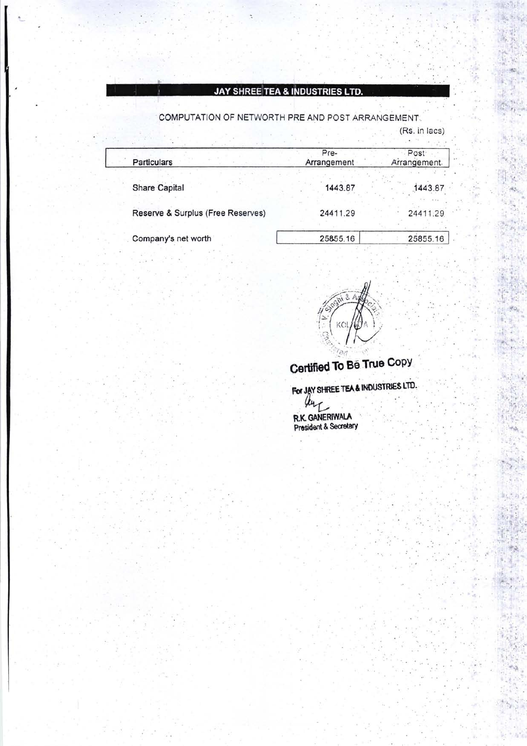# JAY SHREE TEA & INDUSTRIES LTD.

COMPUTATION OF NETWORTH PRE AND POST ARRANGEMENT

(Rs. in lacs)

| Particulars | Pre-Arrangement | Post Arrangement |
|---|---|---|
| Share Capital | 1443.87 | 1443.87 |
| Reserve & Surplus (Free Reserves) | 24411.29 | 24411.29 |
| Company's net worth | 25855.16 | 25855.16 |

**Certified To Be True Copy**

**For JAY SHREE TEA & INDUSTRIES LTD.**

**R.K. GANERIWALA**
**President & Secretary**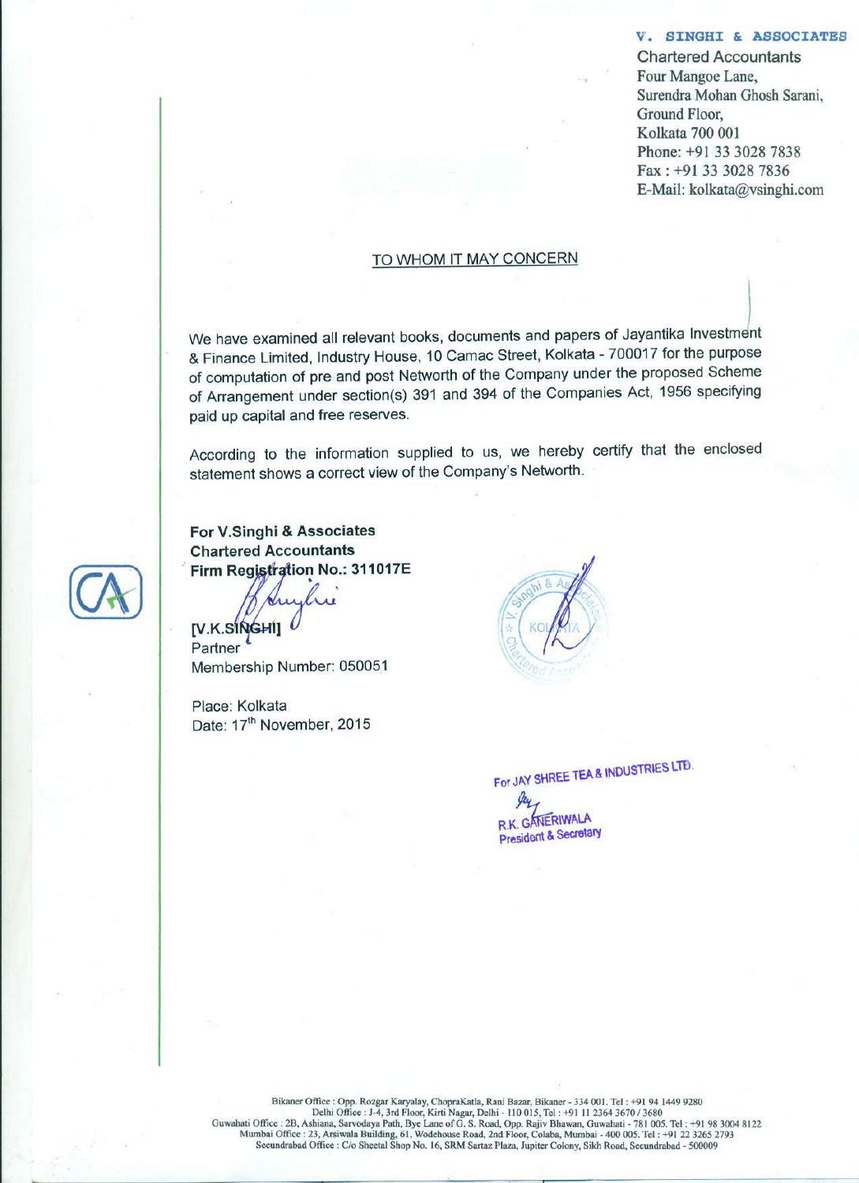**V. SINGHI & ASSOCIATES**
Chartered Accountants
Four Mangoe Lane,
Surendra Mohan Ghosh Sarani,
Ground Floor,
Kolkata 700 001
Phone: +91 33 3028 7838
Fax : +91 33 3028 7836
E-Mail: kolkata@vsinghi.com

## TO WHOM IT MAY CONCERN

We have examined all relevant books, documents and papers of Jayantika Investment & Finance Limited, Industry House, 10 Camac Street, Kolkata - 700017 for the purpose of computation of pre and post Networth of the Company under the proposed Scheme of Arrangement under section(s) 391 and 394 of the Companies Act, 1956 specifying paid up capital and free reserves.

According to the information supplied to us, we hereby certify that the enclosed statement shows a correct view of the Company's Networth.

**For V.Singhi & Associates**
**Chartered Accountants**
**Firm Registration No.: 311017E**

**[V.K.SINGHI]**
Partner
Membership Number: 050051

Place: Kolkata
Date: 17th November, 2015

For JAY SHREE TEA & INDUSTRIES LTD.
R.K. GANERIWALA
President & Secretary

Bikaner Office : Opp. Rozgar Karyalay, ChopraKatla, Rani Bazar, Bikaner - 334 001. Tel : +91 94 1449 9280
Delhi Office : J-4, 3rd Floor, Kirti Nagar, Delhi - 110 015, Tel : +91 11 2364 3670 / 3680
Guwahati Office : 2B, Ashiana, Sarvodaya Path, Bye Lane of G. S. Road, Opp. Rajiv Bhawan, Guwahati - 781 005. Tel : +91 98 3004 8122
Mumbai Office : 23, Arsiwala Building, 61, Wodehouse Road, 2nd Floor, Colaba, Mumbai - 400 005. Tel : +91 22 3265 2793
Secundrabad Office : C/o Sheetal Shop No. 16, SRM Sartaz Plaza, Jupiter Colony, Sikh Road, Secundrabad - 500009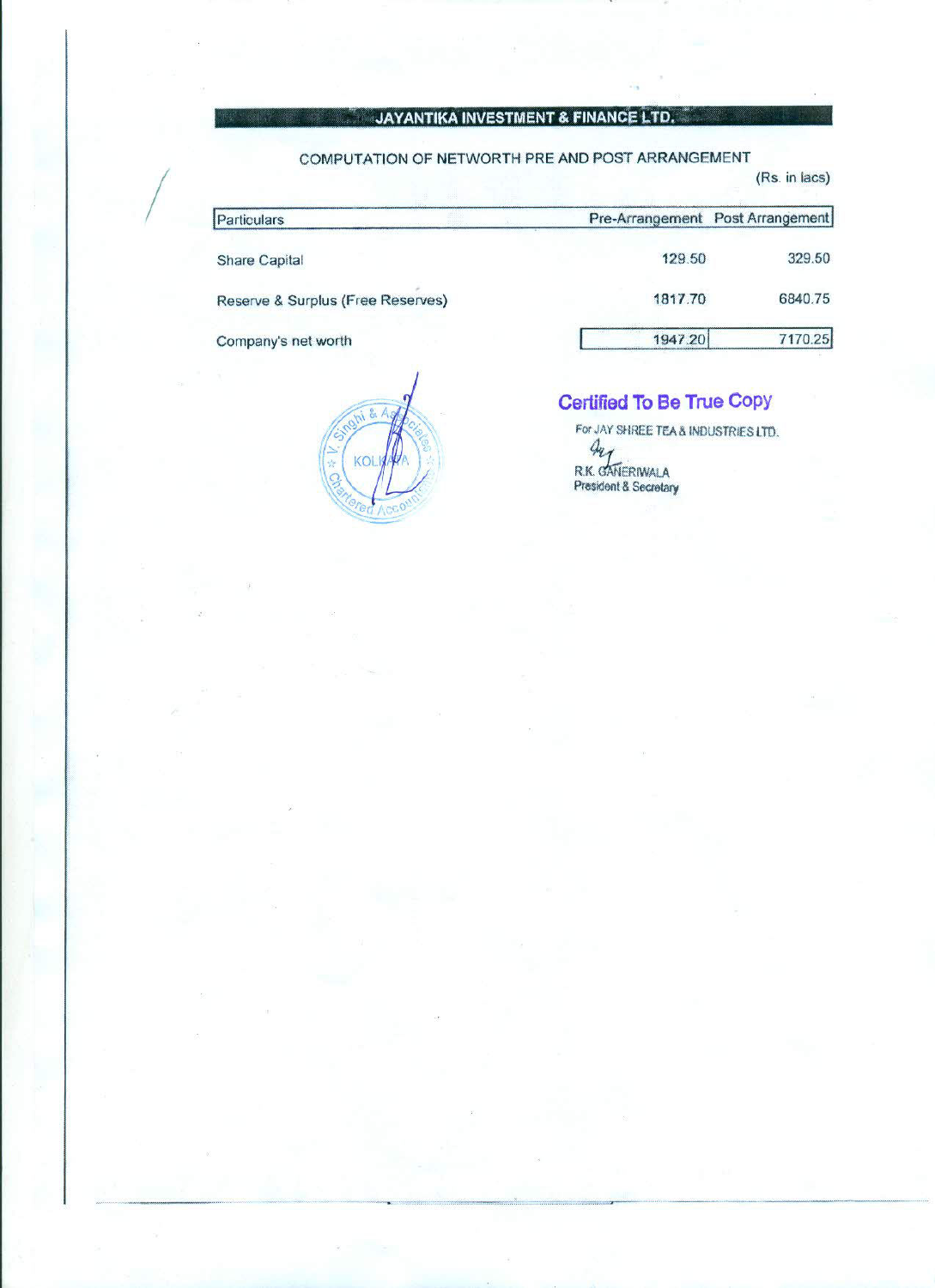# JAYANTIKA INVESTMENT & FINANCE LTD.

COMPUTATION OF NETWORTH PRE AND POST ARRANGEMENT

(Rs. in lacs)

| Particulars | Pre-Arrangement | Post Arrangement |
|---|---|---|
| Share Capital | 129.50 | 329.50 |
| Reserve & Surplus (Free Reserves) | 1817.70 | 6840.75 |
| Company's net worth | 1947.20 | 7170.25 |

V. Singhi & Associates, Chartered Accountants, KOLKATA

**Certified To Be True Copy**

For JAY SHREE TEA & INDUSTRIES LTD.

R.K. GANERIWALA
President & Secretary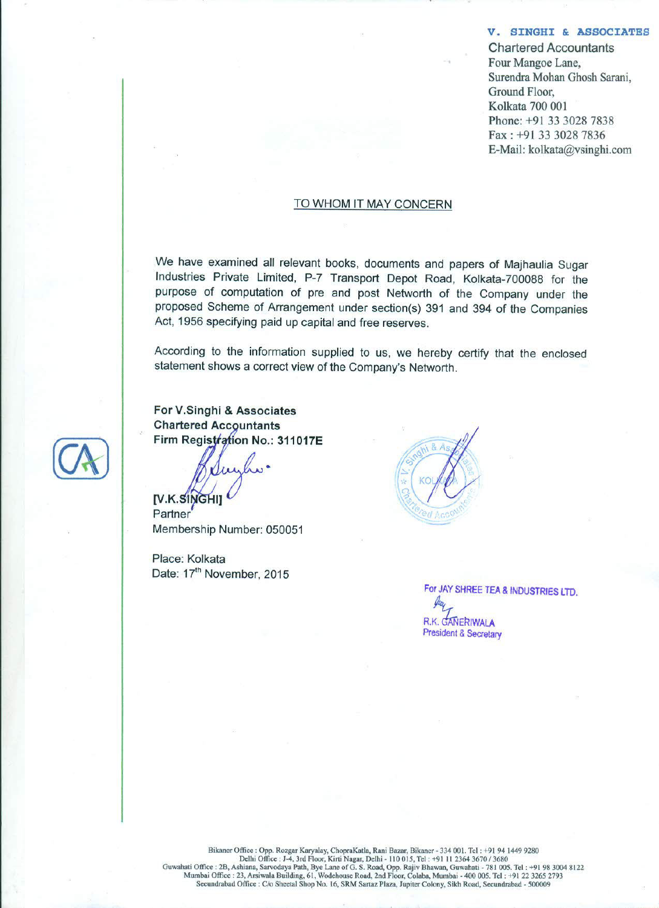**V. SINGHI & ASSOCIATES**
Chartered Accountants
Four Mangoe Lane,
Surendra Mohan Ghosh Sarani,
Ground Floor,
Kolkata 700 001
Phone: +91 33 3028 7838
Fax : +91 33 3028 7836
E-Mail: kolkata@vsinghi.com

## TO WHOM IT MAY CONCERN

We have examined all relevant books, documents and papers of Majhaulia Sugar Industries Private Limited, P-7 Transport Depot Road, Kolkata-700088 for the purpose of computation of pre and post Networth of the Company under the proposed Scheme of Arrangement under section(s) 391 and 394 of the Companies Act, 1956 specifying paid up capital and free reserves.

According to the information supplied to us, we hereby certify that the enclosed statement shows a correct view of the Company's Networth.

**For V.Singhi & Associates**
**Chartered Accountants**
**Firm Registration No.: 311017E**

**[V.K.SINGHI]**
Partner
Membership Number: 050051

Place: Kolkata
Date: 17th November, 2015

For JAY SHREE TEA & INDUSTRIES LTD.

R.K. GANERIWALA
President & Secretary

Bikaner Office : Opp. Rozgar Karyalay, ChopraKatla, Rani Bazar, Bikaner - 334 001. Tel : +91 94 1449 9280
Delhi Office : J-4, 3rd Floor, Kirti Nagar, Delhi - 110 015, Tel : +91 11 2364 3670 / 3680
Guwahati Office : 2B, Ashiana, Sarvodaya Path, Bye Lane of G. S. Road, Opp. Rajiv Bhawan, Guwahati - 781 005. Tel : +91 98 3004 8122
Mumbai Office : 23, Arsiwala Building, 61, Wodehouse Road, 2nd Floor, Colaba, Mumbai - 400 005. Tel : +91 22 3265 2793
Secundrabad Office : C/o Sheetal Shop No. 16, SRM Sartaz Plaza, Jupiter Colony, Sikh Road, Secundrabad - 500009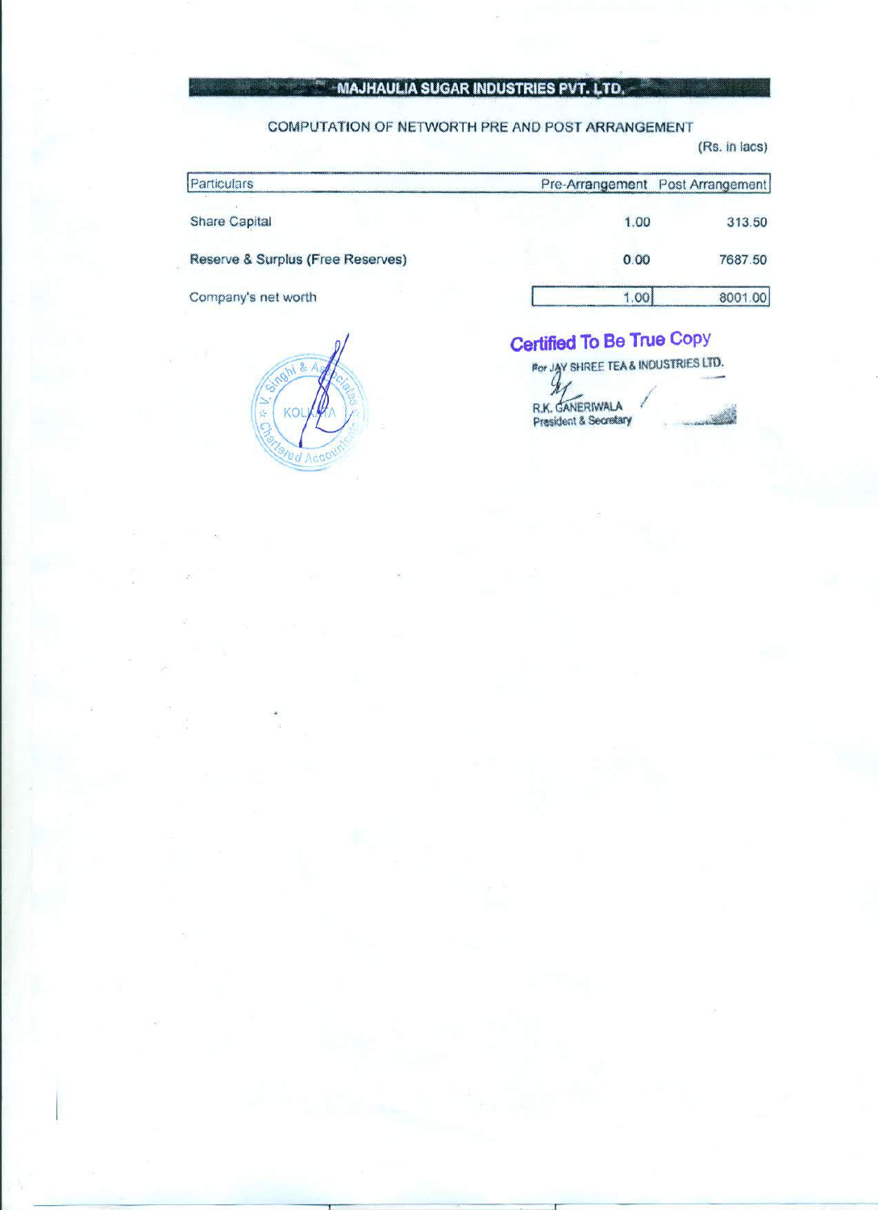# MAJHAULIA SUGAR INDUSTRIES PVT. LTD.

COMPUTATION OF NETWORTH PRE AND POST ARRANGEMENT

(Rs. in lacs)

| Particulars | Pre-Arrangement | Post Arrangement |
|---|---|---|
| Share Capital | 1.00 | 313.50 |
| Reserve & Surplus (Free Reserves) | 0.00 | 7687.50 |
| Company's net worth | 1.00 | 8001.00 |

V. Singhi & Associates
Chartered Accountants
KOLKATA

**Certified To Be True Copy**

For JAY SHREE TEA & INDUSTRIES LTD.

R.K. GANERIWALA
President & Secretary